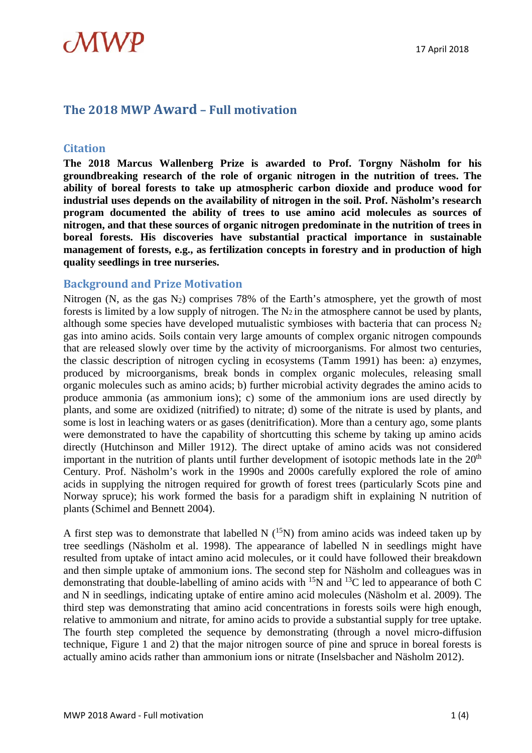# The 2018 MWP Award – Full motivation

## Citation

**The 2018 Marcus Wallenberg Prize is awarded to Prof. Torgny Näsholm for his groundbreaking research of the role of organic nitrogen in the nutrition of trees. The ability of boreal forests to take up atmospheric carbon dioxide and produce wood for industrial uses depends on the availability of nitrogen in the soil. Prof. Näsholm's research program documented the ability of trees to use amino acid molecules as sources of nitrogen, and that these sources of organic nitrogen predominate in the nutrition of trees in boreal forests. His discoveries have substantial practical importance in sustainable management of forests, e.g., as fertilization concepts in forestry and in production of high quality seedlings in tree nurseries.**

## Background and Prize Motivation

Nitrogen (N, as the gas $N_2$) comprises 78% of the Earth's atmosphere, yet the growth of most forests is limited by a low supply of nitrogen. The $N_2$ in the atmosphere cannot be used by plants, although some species have developed mutualistic symbioses with bacteria that can process $N_2$ gas into amino acids. Soils contain very large amounts of complex organic nitrogen compounds that are released slowly over time by the activity of microorganisms. For almost two centuries, the classic description of nitrogen cycling in ecosystems (Tamm 1991) has been: a) enzymes, produced by microorganisms, break bonds in complex organic molecules, releasing small organic molecules such as amino acids; b) further microbial activity degrades the amino acids to produce ammonia (as ammonium ions); c) some of the ammonium ions are used directly by plants, and some are oxidized (nitrified) to nitrate; d) some of the nitrate is used by plants, and some is lost in leaching waters or as gases (denitrification). More than a century ago, some plants were demonstrated to have the capability of shortcutting this scheme by taking up amino acids directly (Hutchinson and Miller 1912). The direct uptake of amino acids was not considered important in the nutrition of plants until further development of isotopic methods late in the 20th Century. Prof. Näsholm's work in the 1990s and 2000s carefully explored the role of amino acids in supplying the nitrogen required for growth of forest trees (particularly Scots pine and Norway spruce); his work formed the basis for a paradigm shift in explaining N nutrition of plants (Schimel and Bennett 2004).

A first step was to demonstrate that labelled N ($^{15}N$) from amino acids was indeed taken up by tree seedlings (Näsholm et al. 1998). The appearance of labelled N in seedlings might have resulted from uptake of intact amino acid molecules, or it could have followed their breakdown and then simple uptake of ammonium ions. The second step for Näsholm and colleagues was in demonstrating that double-labelling of amino acids with $^{15}N$ and $^{13}C$ led to appearance of both C and N in seedlings, indicating uptake of entire amino acid molecules (Näsholm et al. 2009). The third step was demonstrating that amino acid concentrations in forests soils were high enough, relative to ammonium and nitrate, for amino acids to provide a substantial supply for tree uptake. The fourth step completed the sequence by demonstrating (through a novel micro-diffusion technique, Figure 1 and 2) that the major nitrogen source of pine and spruce in boreal forests is actually amino acids rather than ammonium ions or nitrate (Inselsbacher and Näsholm 2012).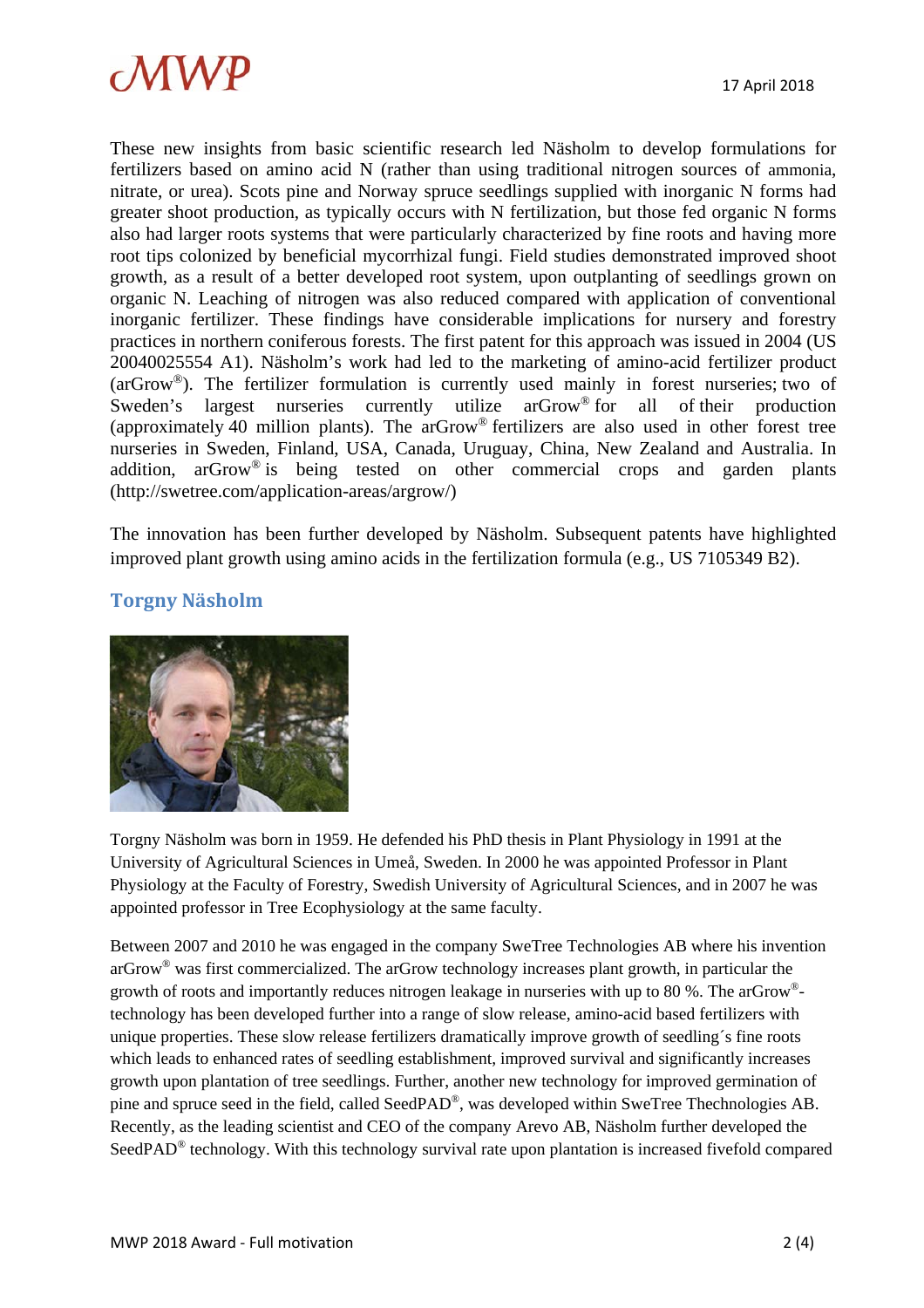These new insights from basic scientific research led Näsholm to develop formulations for fertilizers based on amino acid N (rather than using traditional nitrogen sources of ammonia, nitrate, or urea). Scots pine and Norway spruce seedlings supplied with inorganic N forms had greater shoot production, as typically occurs with N fertilization, but those fed organic N forms also had larger roots systems that were particularly characterized by fine roots and having more root tips colonized by beneficial mycorrhizal fungi. Field studies demonstrated improved shoot growth, as a result of a better developed root system, upon outplanting of seedlings grown on organic N. Leaching of nitrogen was also reduced compared with application of conventional inorganic fertilizer. These findings have considerable implications for nursery and forestry practices in northern coniferous forests. The first patent for this approach was issued in 2004 (US 20040025554 A1). Näsholm's work had led to the marketing of amino-acid fertilizer product (arGrow®). The fertilizer formulation is currently used mainly in forest nurseries; two of Sweden's largest nurseries currently utilize arGrow® for all of their production (approximately 40 million plants). The arGrow® fertilizers are also used in other forest tree nurseries in Sweden, Finland, USA, Canada, Uruguay, China, New Zealand and Australia. In addition, arGrow® is being tested on other commercial crops and garden plants (http://swetree.com/application-areas/argrow/)

The innovation has been further developed by Näsholm. Subsequent patents have highlighted improved plant growth using amino acids in the fertilization formula (e.g., US 7105349 B2).

## Torgny Näsholm

Torgny Näsholm was born in 1959. He defended his PhD thesis in Plant Physiology in 1991 at the University of Agricultural Sciences in Umeå, Sweden. In 2000 he was appointed Professor in Plant Physiology at the Faculty of Forestry, Swedish University of Agricultural Sciences, and in 2007 he was appointed professor in Tree Ecophysiology at the same faculty.

Between 2007 and 2010 he was engaged in the company SweTree Technologies AB where his invention arGrow® was first commercialized. The arGrow technology increases plant growth, in particular the growth of roots and importantly reduces nitrogen leakage in nurseries with up to 80 %. The arGrow®-technology has been developed further into a range of slow release, amino-acid based fertilizers with unique properties. These slow release fertilizers dramatically improve growth of seedling´s fine roots which leads to enhanced rates of seedling establishment, improved survival and significantly increases growth upon plantation of tree seedlings. Further, another new technology for improved germination of pine and spruce seed in the field, called SeedPAD®, was developed within SweTree Thechnologies AB. Recently, as the leading scientist and CEO of the company Arevo AB, Näsholm further developed the SeedPAD® technology. With this technology survival rate upon plantation is increased fivefold compared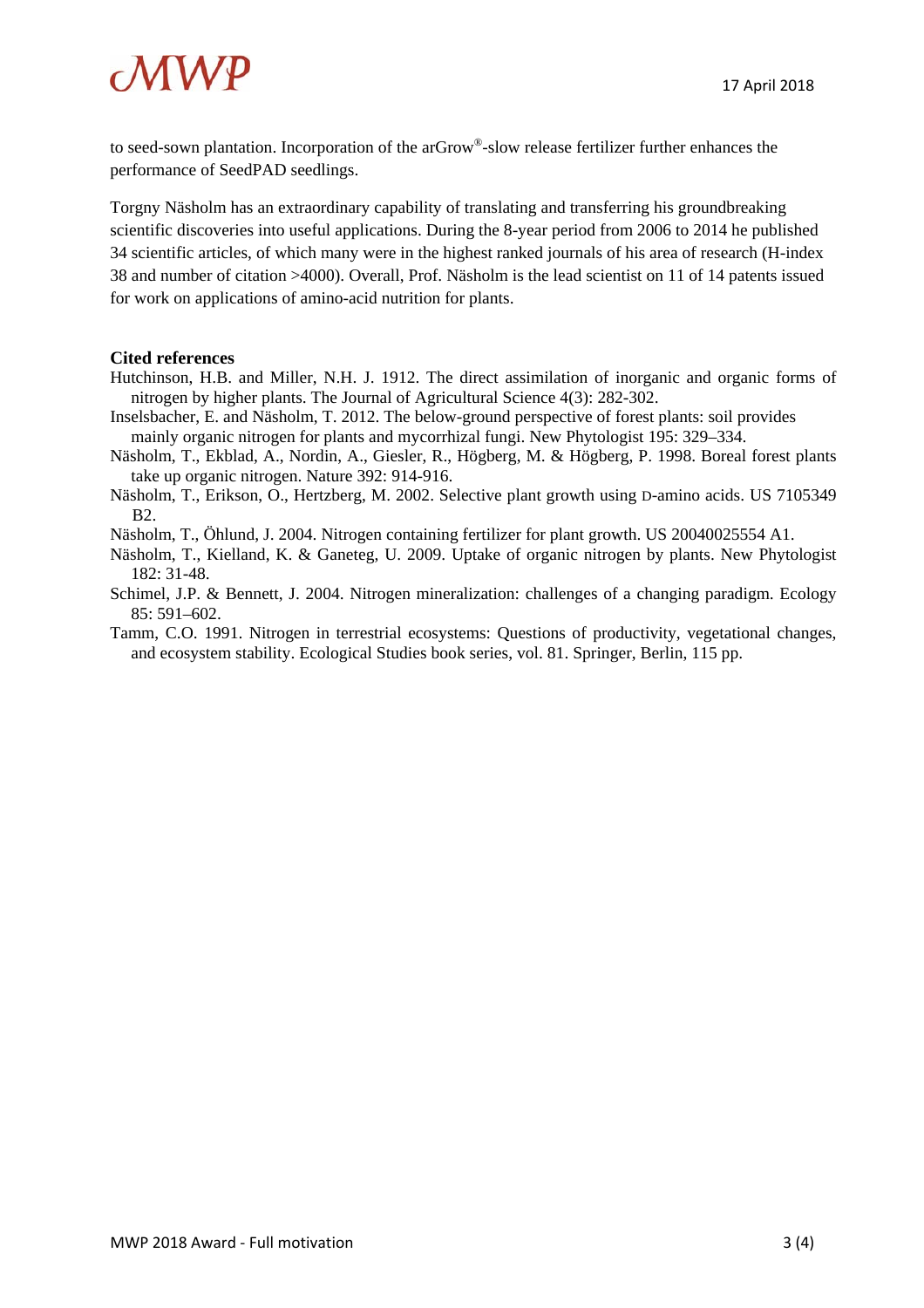to seed-sown plantation. Incorporation of the arGrow®-slow release fertilizer further enhances the performance of SeedPAD seedlings.

Torgny Näsholm has an extraordinary capability of translating and transferring his groundbreaking scientific discoveries into useful applications. During the 8-year period from 2006 to 2014 he published 34 scientific articles, of which many were in the highest ranked journals of his area of research (H-index 38 and number of citation >4000). Overall, Prof. Näsholm is the lead scientist on 11 of 14 patents issued for work on applications of amino-acid nutrition for plants.

**Cited references**

Hutchinson, H.B. and Miller, N.H. J. 1912. The direct assimilation of inorganic and organic forms of nitrogen by higher plants. The Journal of Agricultural Science 4(3): 282-302.

Inselsbacher, E. and Näsholm, T. 2012. The below-ground perspective of forest plants: soil provides mainly organic nitrogen for plants and mycorrhizal fungi. New Phytologist 195: 329–334.

Näsholm, T., Ekblad, A., Nordin, A., Giesler, R., Högberg, M. & Högberg, P. 1998. Boreal forest plants take up organic nitrogen. Nature 392: 914-916.

Näsholm, T., Erikson, O., Hertzberg, M. 2002. Selective plant growth using D-amino acids. US 7105349 B2.

Näsholm, T., Öhlund, J. 2004. Nitrogen containing fertilizer for plant growth. US 20040025554 A1.

Näsholm, T., Kielland, K. & Ganeteg, U. 2009. Uptake of organic nitrogen by plants. New Phytologist 182: 31-48.

Schimel, J.P. & Bennett, J. 2004. Nitrogen mineralization: challenges of a changing paradigm. Ecology 85: 591–602.

Tamm, C.O. 1991. Nitrogen in terrestrial ecosystems: Questions of productivity, vegetational changes, and ecosystem stability. Ecological Studies book series, vol. 81. Springer, Berlin, 115 pp.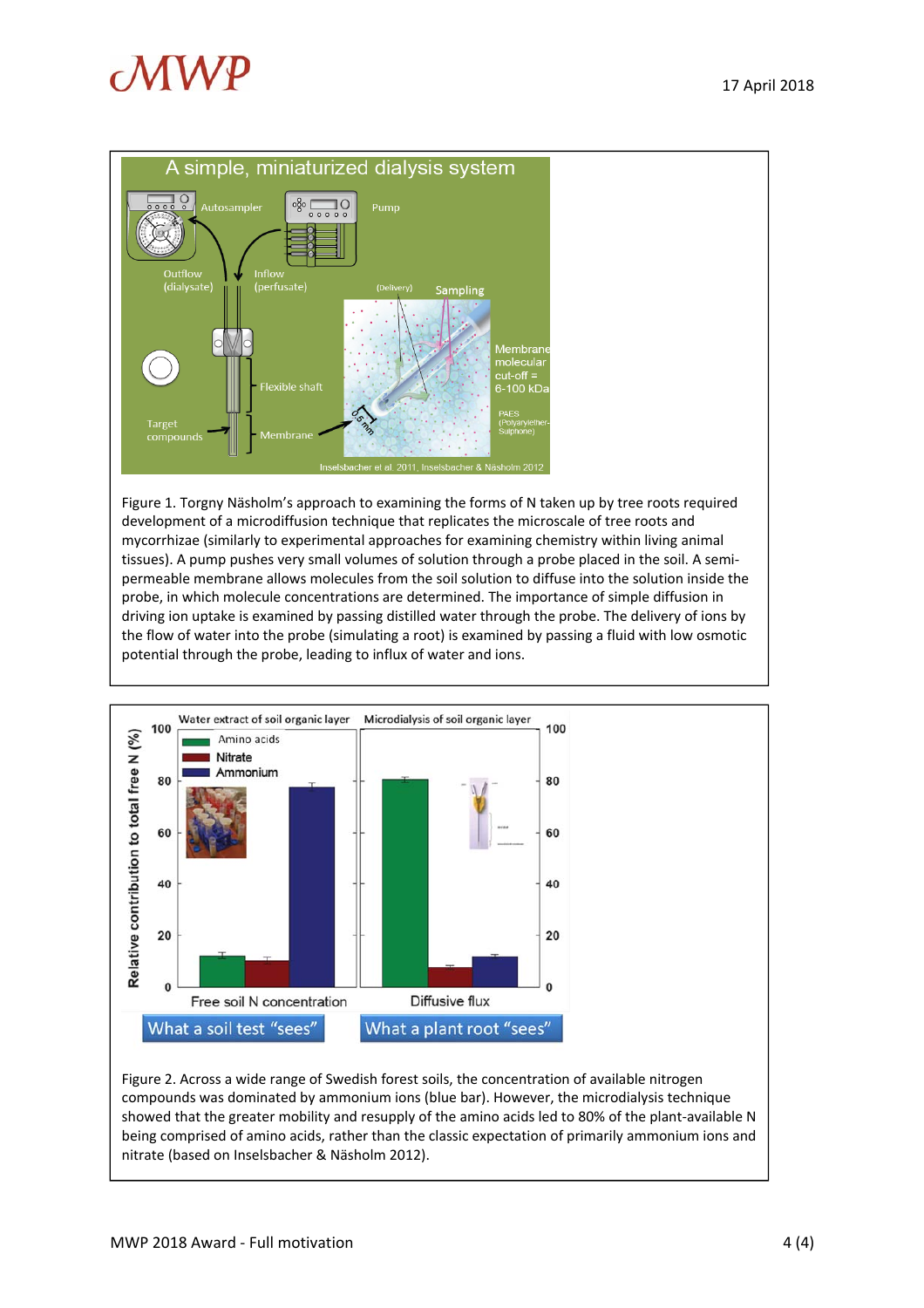A simple, miniaturized dialysis system

Autosampler

Pump

Outflow (dialysate)

Inflow (perfusate)

(Delivery)

Sampling

Flexible shaft

Membrane molecular cut-off = 6-100 kDa

PAES (Polyarylether-Sulphone)

Target compounds

Membrane

0.5 mm

Inselsbacher et al. 2011, Inselsbacher & Näsholm 2012

Figure 1. Torgny Näsholm's approach to examining the forms of N taken up by tree roots required development of a microdiffusion technique that replicates the microscale of tree roots and mycorrhizae (similarly to experimental approaches for examining chemistry within living animal tissues). A pump pushes very small volumes of solution through a probe placed in the soil. A semi-permeable membrane allows molecules from the soil solution to diffuse into the solution inside the probe, in which molecule concentrations are determined. The importance of simple diffusion in driving ion uptake is examined by passing distilled water through the probe. The delivery of ions by the flow of water into the probe (simulating a root) is examined by passing a fluid with low osmotic potential through the probe, leading to influx of water and ions.

Water extract of soil organic layer

Microdialysis of soil organic layer

Amino acids

Nitrate

Ammonium

Relative contribution to total free N (%)

100

80

60

40

20

0

Free soil N concentration

Diffusive flux

What a soil test "sees"

What a plant root "sees"

Figure 2. Across a wide range of Swedish forest soils, the concentration of available nitrogen compounds was dominated by ammonium ions (blue bar). However, the microdialysis technique showed that the greater mobility and resupply of the amino acids led to 80% of the plant-available N being comprised of amino acids, rather than the classic expectation of primarily ammonium ions and nitrate (based on Inselsbacher & Näsholm 2012).